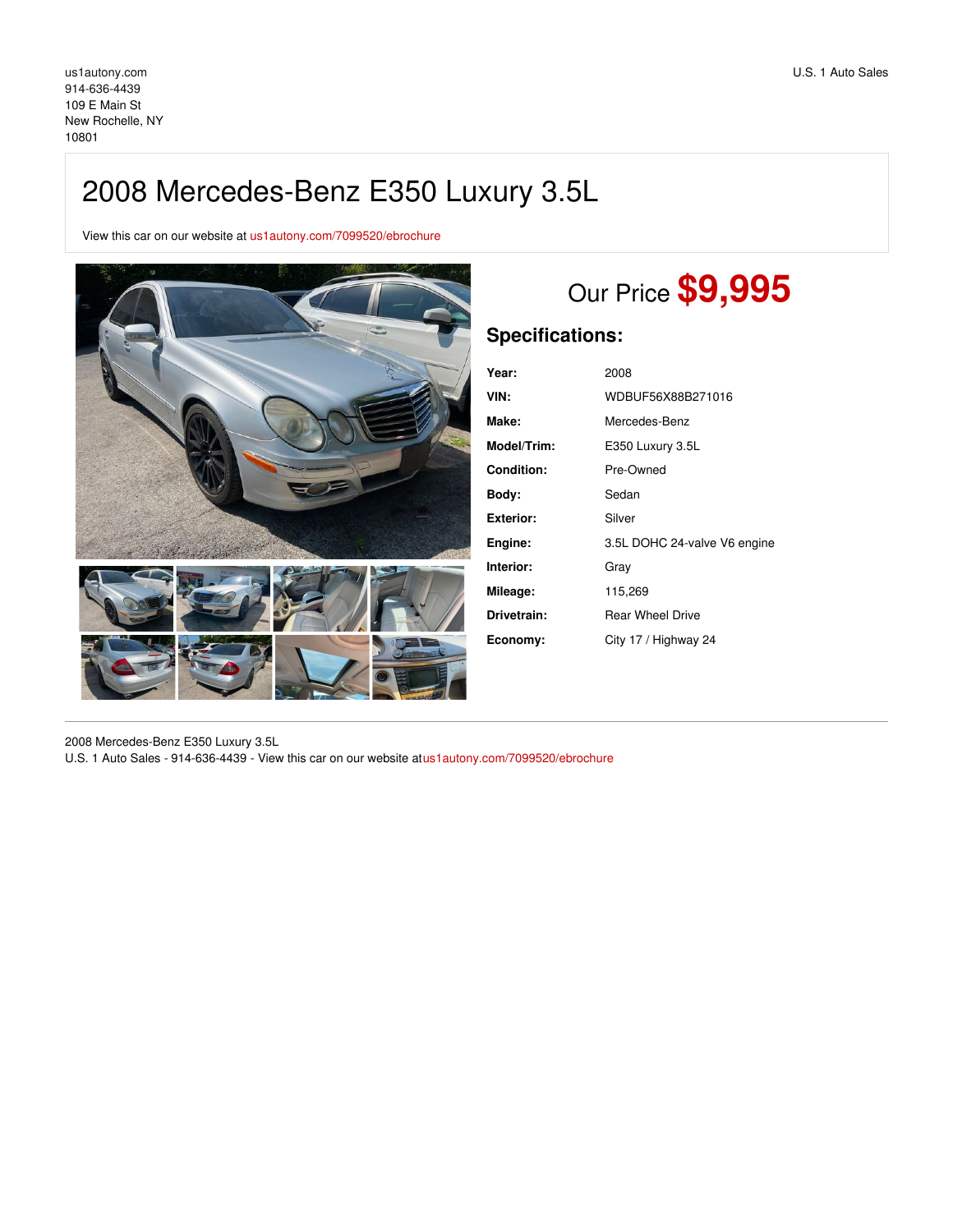us1autony.com
914-636-4439
109 E Main St
New Rochelle, NY
10801

U.S. 1 Auto Sales

# 2008 Mercedes-Benz E350 Luxury 3.5L

View this car on our website at us1autony.com/7099520/ebrochure

## Our Price **$9,995**

### Specifications:

| | |
|---|---|
| **Year:** | 2008 |
| **VIN:** | WDBUF56X88B271016 |
| **Make:** | Mercedes-Benz |
| **Model/Trim:** | E350 Luxury 3.5L |
| **Condition:** | Pre-Owned |
| **Body:** | Sedan |
| **Exterior:** | Silver |
| **Engine:** | 3.5L DOHC 24-valve V6 engine |
| **Interior:** | Gray |
| **Mileage:** | 115,269 |
| **Drivetrain:** | Rear Wheel Drive |
| **Economy:** | City 17 / Highway 24 |

2008 Mercedes-Benz E350 Luxury 3.5L
U.S. 1 Auto Sales - 914-636-4439 - View this car on our website at us1autony.com/7099520/ebrochure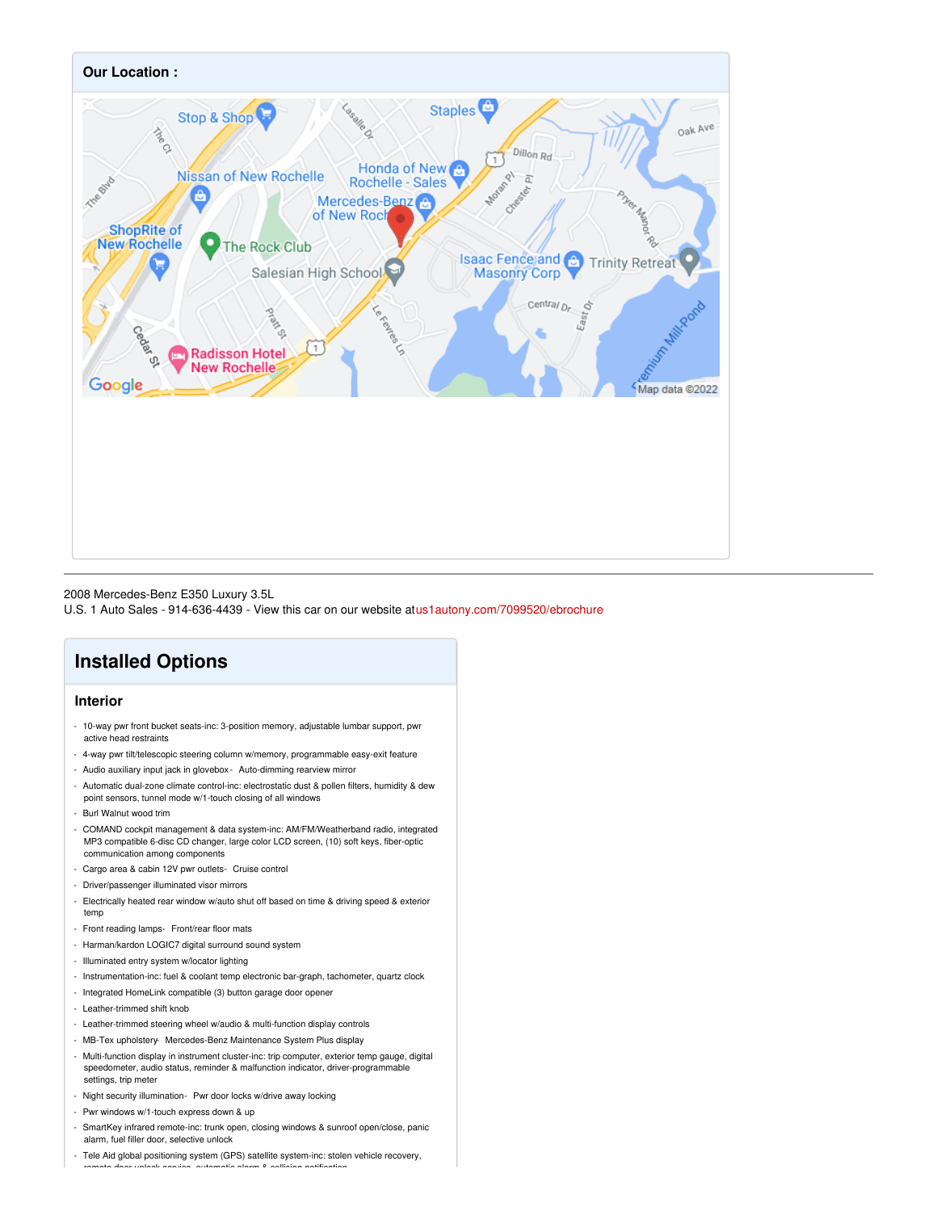## Our Location :

2008 Mercedes-Benz E350 Luxury 3.5L
U.S. 1 Auto Sales - 914-636-4439 - View this car on our website at us1autony.com/7099520/ebrochure

# Installed Options

## Interior

- 10-way pwr front bucket seats-inc: 3-position memory, adjustable lumbar support, pwr active head restraints
- 4-way pwr tilt/telescopic steering column w/memory, programmable easy-exit feature
- Audio auxiliary input jack in glovebox - Auto-dimming rearview mirror
- Automatic dual-zone climate control-inc: electrostatic dust & pollen filters, humidity & dew point sensors, tunnel mode w/1-touch closing of all windows
- Burl Walnut wood trim
- COMAND cockpit management & data system-inc: AM/FM/Weatherband radio, integrated MP3 compatible 6-disc CD changer, large color LCD screen, (10) soft keys, fiber-optic communication among components
- Cargo area & cabin 12V pwr outlets - Cruise control
- Driver/passenger illuminated visor mirrors
- Electrically heated rear window w/auto shut off based on time & driving speed & exterior temp
- Front reading lamps - Front/rear floor mats
- Harman/kardon LOGIC7 digital surround sound system
- Illuminated entry system w/locator lighting
- Instrumentation-inc: fuel & coolant temp electronic bar-graph, tachometer, quartz clock
- Integrated HomeLink compatible (3) button garage door opener
- Leather-trimmed shift knob
- Leather-trimmed steering wheel w/audio & multi-function display controls
- MB-Tex upholstery - Mercedes-Benz Maintenance System Plus display
- Multi-function display in instrument cluster-inc: trip computer, exterior temp gauge, digital speedometer, audio status, reminder & malfunction indicator, driver-programmable settings, trip meter
- Night security illumination - Pwr door locks w/drive away locking
- Pwr windows w/1-touch express down & up
- SmartKey infrared remote-inc: trunk open, closing windows & sunroof open/close, panic alarm, fuel filler door, selective unlock
- Tele Aid global positioning system (GPS) satellite system-inc: stolen vehicle recovery, remote door unlock service, automatic alarm & collision notification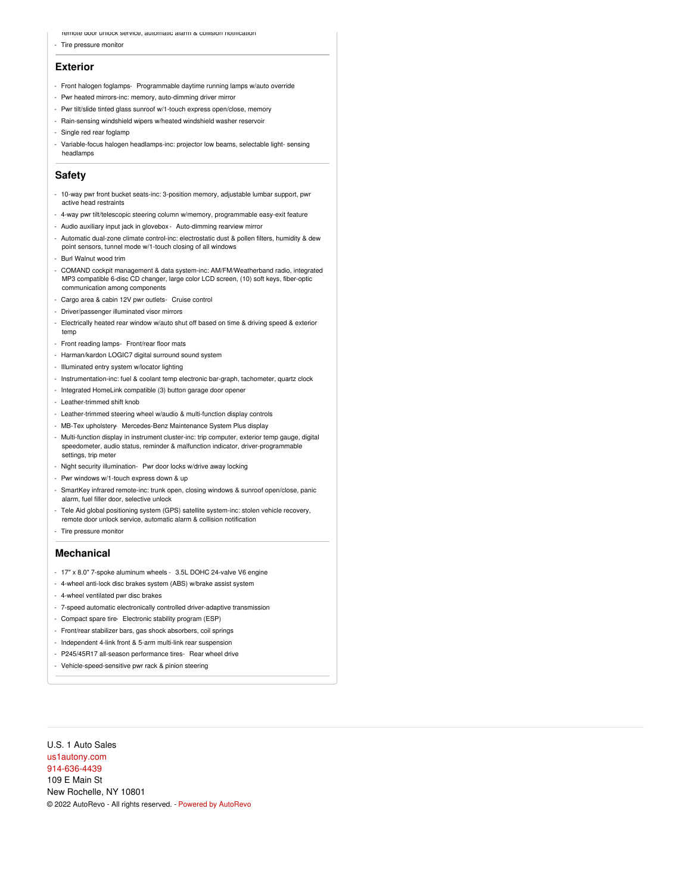remote door unlock service, automatic alarm & collision notification

- Tire pressure monitor

## Exterior

- Front halogen foglamps- Programmable daytime running lamps w/auto override
- Pwr heated mirrors-inc: memory, auto-dimming driver mirror
- Pwr tilt/slide tinted glass sunroof w/1-touch express open/close, memory
- Rain-sensing windshield wipers w/heated windshield washer reservoir
- Single red rear foglamp
- Variable-focus halogen headlamps-inc: projector low beams, selectable light- sensing headlamps

## Safety

- 10-way pwr front bucket seats-inc: 3-position memory, adjustable lumbar support, pwr active head restraints
- 4-way pwr tilt/telescopic steering column w/memory, programmable easy-exit feature
- Audio auxiliary input jack in glovebox - Auto-dimming rearview mirror
- Automatic dual-zone climate control-inc: electrostatic dust & pollen filters, humidity & dew point sensors, tunnel mode w/1-touch closing of all windows
- Burl Walnut wood trim
- COMAND cockpit management & data system-inc: AM/FM/Weatherband radio, integrated MP3 compatible 6-disc CD changer, large color LCD screen, (10) soft keys, fiber-optic communication among components
- Cargo area & cabin 12V pwr outlets- Cruise control
- Driver/passenger illuminated visor mirrors
- Electrically heated rear window w/auto shut off based on time & driving speed & exterior temp
- Front reading lamps- Front/rear floor mats
- Harman/kardon LOGIC7 digital surround sound system
- Illuminated entry system w/locator lighting
- Instrumentation-inc: fuel & coolant temp electronic bar-graph, tachometer, quartz clock
- Integrated HomeLink compatible (3) button garage door opener
- Leather-trimmed shift knob
- Leather-trimmed steering wheel w/audio & multi-function display controls
- MB-Tex upholstery- Mercedes-Benz Maintenance System Plus display
- Multi-function display in instrument cluster-inc: trip computer, exterior temp gauge, digital speedometer, audio status, reminder & malfunction indicator, driver-programmable settings, trip meter
- Night security illumination- Pwr door locks w/drive away locking
- Pwr windows w/1-touch express down & up
- SmartKey infrared remote-inc: trunk open, closing windows & sunroof open/close, panic alarm, fuel filler door, selective unlock
- Tele Aid global positioning system (GPS) satellite system-inc: stolen vehicle recovery, remote door unlock service, automatic alarm & collision notification
- Tire pressure monitor

## Mechanical

- 17" x 8.0" 7-spoke aluminum wheels - 3.5L DOHC 24-valve V6 engine
- 4-wheel anti-lock disc brakes system (ABS) w/brake assist system
- 4-wheel ventilated pwr disc brakes
- 7-speed automatic electronically controlled driver-adaptive transmission
- Compact spare tire- Electronic stability program (ESP)
- Front/rear stabilizer bars, gas shock absorbers, coil springs
- Independent 4-link front & 5-arm multi-link rear suspension
- P245/45R17 all-season performance tires- Rear wheel drive
- Vehicle-speed-sensitive pwr rack & pinion steering

U.S. 1 Auto Sales
us1autony.com
914-636-4439
109 E Main St
New Rochelle, NY 10801
© 2022 AutoRevo - All rights reserved. - Powered by AutoRevo